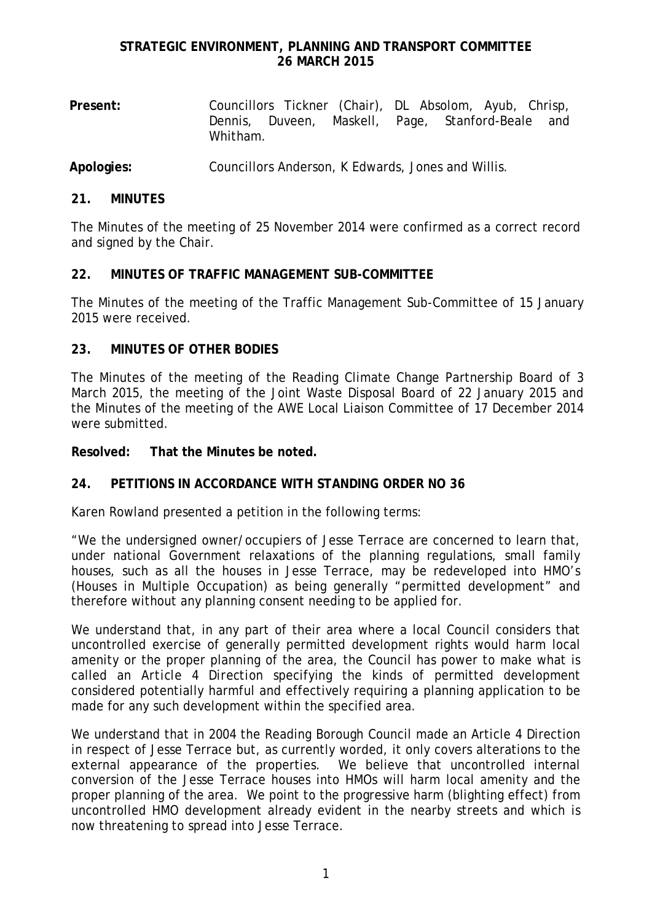# STRATEGIC ENVIRONMENT, PLANNING AND TRANSPORT COMMITTEE
## 26 MARCH 2015

**Present:** Councillors Tickner (Chair), DL Absolom, Ayub, Chrisp, Dennis, Duveen, Maskell, Page, Stanford-Beale and Whitham.

**Apologies:** Councillors Anderson, K Edwards, Jones and Willis.

### 21. MINUTES

The Minutes of the meeting of 25 November 2014 were confirmed as a correct record and signed by the Chair.

### 22. MINUTES OF TRAFFIC MANAGEMENT SUB-COMMITTEE

The Minutes of the meeting of the Traffic Management Sub-Committee of 15 January 2015 were received.

### 23. MINUTES OF OTHER BODIES

The Minutes of the meeting of the Reading Climate Change Partnership Board of 3 March 2015, the meeting of the Joint Waste Disposal Board of 22 January 2015 and the Minutes of the meeting of the AWE Local Liaison Committee of 17 December 2014 were submitted.

**Resolved: That the Minutes be noted.**

### 24. PETITIONS IN ACCORDANCE WITH STANDING ORDER NO 36

Karen Rowland presented a petition in the following terms:

"We the undersigned owner/occupiers of Jesse Terrace are concerned to learn that, under national Government relaxations of the planning regulations, small family houses, such as all the houses in Jesse Terrace, may be redeveloped into HMO's (Houses in Multiple Occupation) as being generally "permitted development" and therefore without any planning consent needing to be applied for.

We understand that, in any part of their area where a local Council considers that uncontrolled exercise of generally permitted development rights would harm local amenity or the proper planning of the area, the Council has power to make what is called an Article 4 Direction specifying the kinds of permitted development considered potentially harmful and effectively requiring a planning application to be made for any such development within the specified area.

We understand that in 2004 the Reading Borough Council made an Article 4 Direction in respect of Jesse Terrace but, as currently worded, it only covers alterations to the external appearance of the properties. We believe that uncontrolled internal conversion of the Jesse Terrace houses into HMOs will harm local amenity and the proper planning of the area. We point to the progressive harm (blighting effect) from uncontrolled HMO development already evident in the nearby streets and which is now threatening to spread into Jesse Terrace.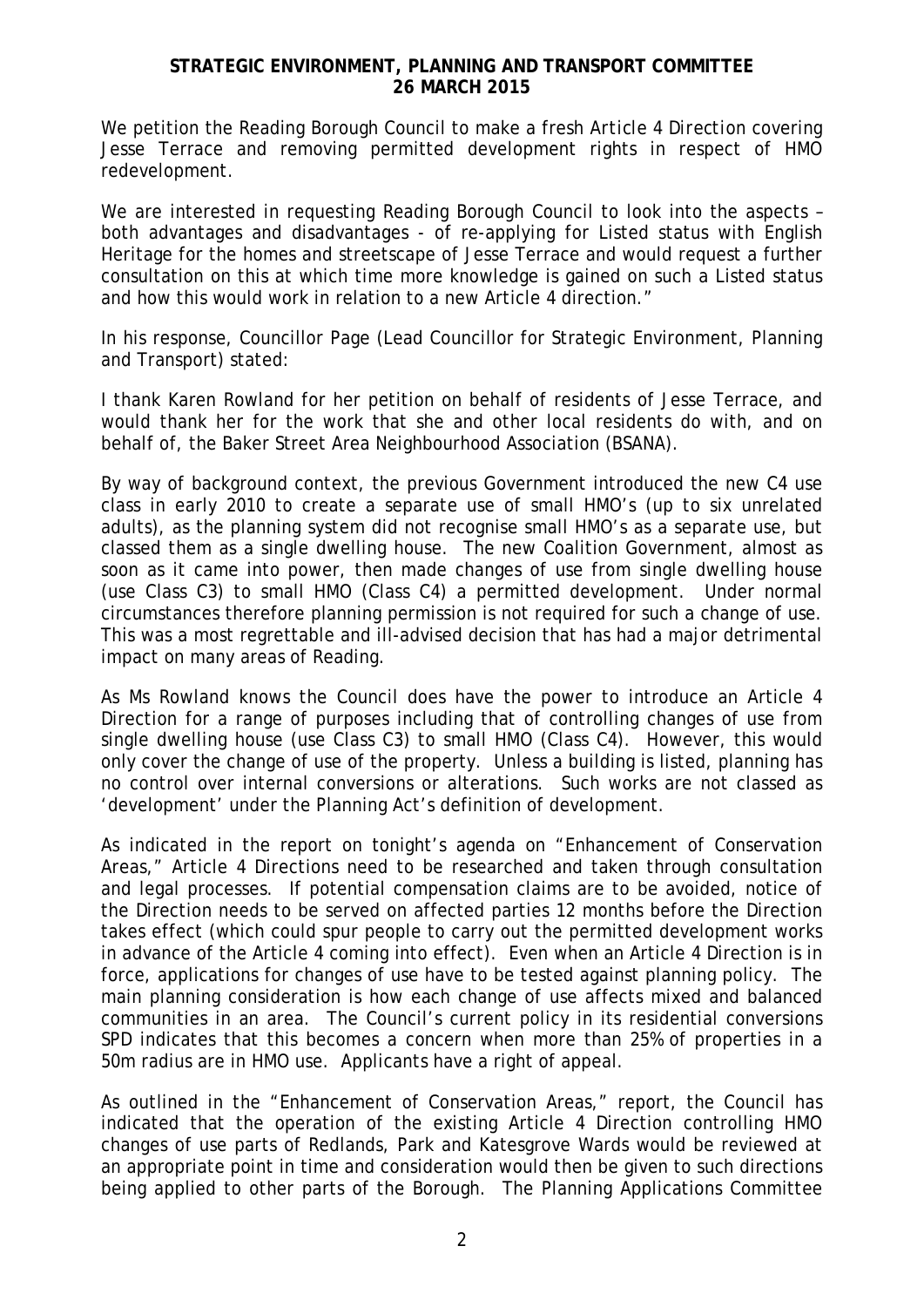**STRATEGIC ENVIRONMENT, PLANNING AND TRANSPORT COMMITTEE**
**26 MARCH 2015**

We petition the Reading Borough Council to make a fresh Article 4 Direction covering Jesse Terrace and removing permitted development rights in respect of HMO redevelopment.

We are interested in requesting Reading Borough Council to look into the aspects – both advantages and disadvantages - of re-applying for Listed status with English Heritage for the homes and streetscape of Jesse Terrace and would request a further consultation on this at which time more knowledge is gained on such a Listed status and how this would work in relation to a new Article 4 direction."

In his response, Councillor Page (Lead Councillor for Strategic Environment, Planning and Transport) stated:

I thank Karen Rowland for her petition on behalf of residents of Jesse Terrace, and would thank her for the work that she and other local residents do with, and on behalf of, the Baker Street Area Neighbourhood Association (BSANA).

By way of background context, the previous Government introduced the new C4 use class in early 2010 to create a separate use of small HMO's (up to six unrelated adults), as the planning system did not recognise small HMO's as a separate use, but classed them as a single dwelling house. The new Coalition Government, almost as soon as it came into power, then made changes of use from single dwelling house (use Class C3) to small HMO (Class C4) a permitted development. Under normal circumstances therefore planning permission is not required for such a change of use. This was a most regrettable and ill-advised decision that has had a major detrimental impact on many areas of Reading.

As Ms Rowland knows the Council does have the power to introduce an Article 4 Direction for a range of purposes including that of controlling changes of use from single dwelling house (use Class C3) to small HMO (Class C4). However, this would only cover the change of use of the property. Unless a building is listed, planning has no control over internal conversions or alterations. Such works are not classed as 'development' under the Planning Act's definition of development.

As indicated in the report on tonight's agenda on "Enhancement of Conservation Areas," Article 4 Directions need to be researched and taken through consultation and legal processes. If potential compensation claims are to be avoided, notice of the Direction needs to be served on affected parties 12 months before the Direction takes effect (which could spur people to carry out the permitted development works in advance of the Article 4 coming into effect). Even when an Article 4 Direction is in force, applications for changes of use have to be tested against planning policy. The main planning consideration is how each change of use affects mixed and balanced communities in an area. The Council's current policy in its residential conversions SPD indicates that this becomes a concern when more than 25% of properties in a 50m radius are in HMO use. Applicants have a right of appeal.

As outlined in the "Enhancement of Conservation Areas," report, the Council has indicated that the operation of the existing Article 4 Direction controlling HMO changes of use parts of Redlands, Park and Katesgrove Wards would be reviewed at an appropriate point in time and consideration would then be given to such directions being applied to other parts of the Borough. The Planning Applications Committee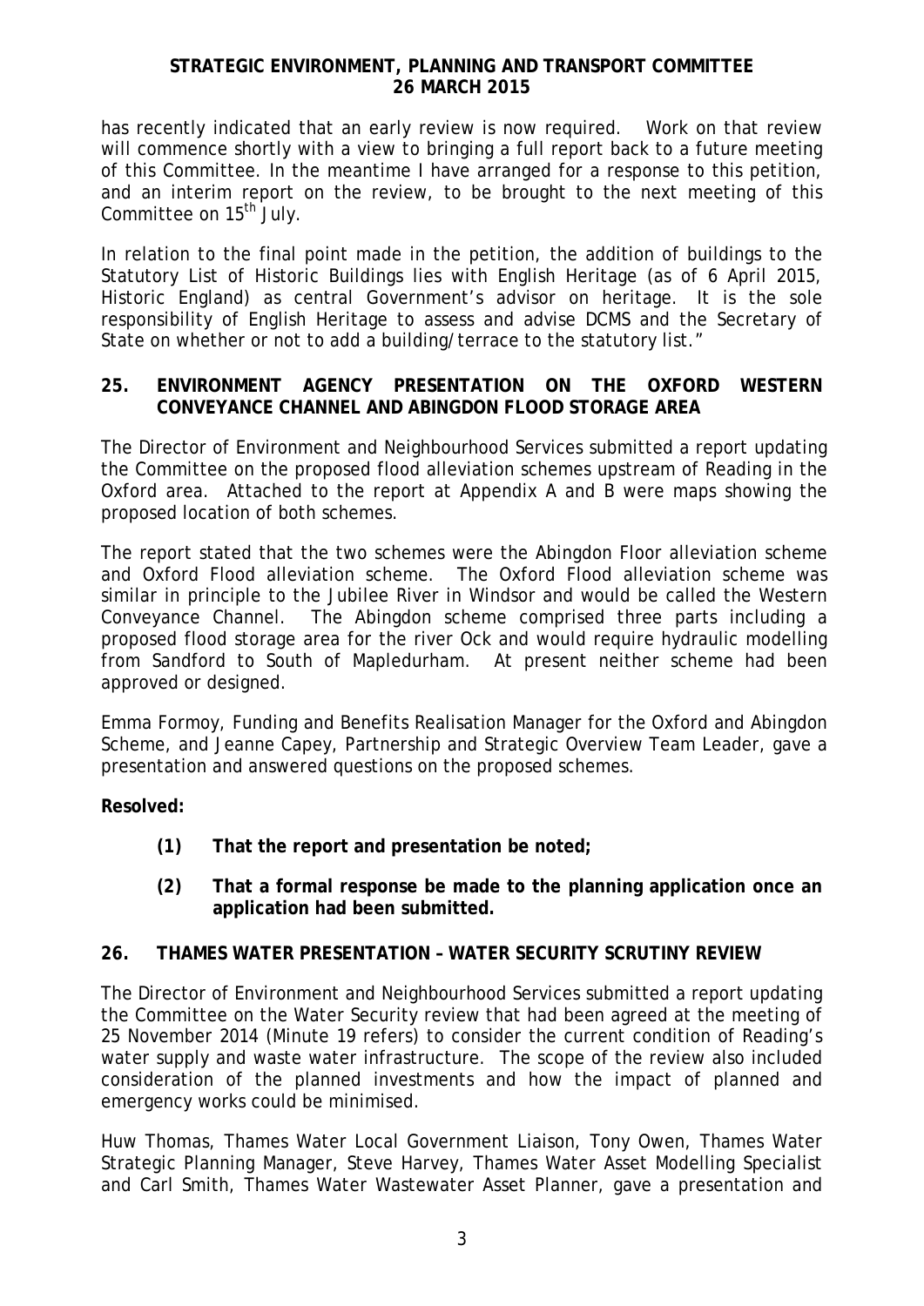has recently indicated that an early review is now required. Work on that review will commence shortly with a view to bringing a full report back to a future meeting of this Committee. In the meantime I have arranged for a response to this petition, and an interim report on the review, to be brought to the next meeting of this Committee on 15th July.

In relation to the final point made in the petition, the addition of buildings to the Statutory List of Historic Buildings lies with English Heritage (as of 6 April 2015, Historic England) as central Government's advisor on heritage. It is the sole responsibility of English Heritage to assess and advise DCMS and the Secretary of State on whether or not to add a building/terrace to the statutory list."

## 25. ENVIRONMENT AGENCY PRESENTATION ON THE OXFORD WESTERN CONVEYANCE CHANNEL AND ABINGDON FLOOD STORAGE AREA

The Director of Environment and Neighbourhood Services submitted a report updating the Committee on the proposed flood alleviation schemes upstream of Reading in the Oxford area. Attached to the report at Appendix A and B were maps showing the proposed location of both schemes.

The report stated that the two schemes were the Abingdon Floor alleviation scheme and Oxford Flood alleviation scheme. The Oxford Flood alleviation scheme was similar in principle to the Jubilee River in Windsor and would be called the Western Conveyance Channel. The Abingdon scheme comprised three parts including a proposed flood storage area for the river Ock and would require hydraulic modelling from Sandford to South of Mapledurham. At present neither scheme had been approved or designed.

Emma Formoy, Funding and Benefits Realisation Manager for the Oxford and Abingdon Scheme, and Jeanne Capey, Partnership and Strategic Overview Team Leader, gave a presentation and answered questions on the proposed schemes.

**Resolved:**

- **(1) That the report and presentation be noted;**
- **(2) That a formal response be made to the planning application once an application had been submitted.**

## 26. THAMES WATER PRESENTATION – WATER SECURITY SCRUTINY REVIEW

The Director of Environment and Neighbourhood Services submitted a report updating the Committee on the Water Security review that had been agreed at the meeting of 25 November 2014 (Minute 19 refers) to consider the current condition of Reading's water supply and waste water infrastructure. The scope of the review also included consideration of the planned investments and how the impact of planned and emergency works could be minimised.

Huw Thomas, Thames Water Local Government Liaison, Tony Owen, Thames Water Strategic Planning Manager, Steve Harvey, Thames Water Asset Modelling Specialist and Carl Smith, Thames Water Wastewater Asset Planner, gave a presentation and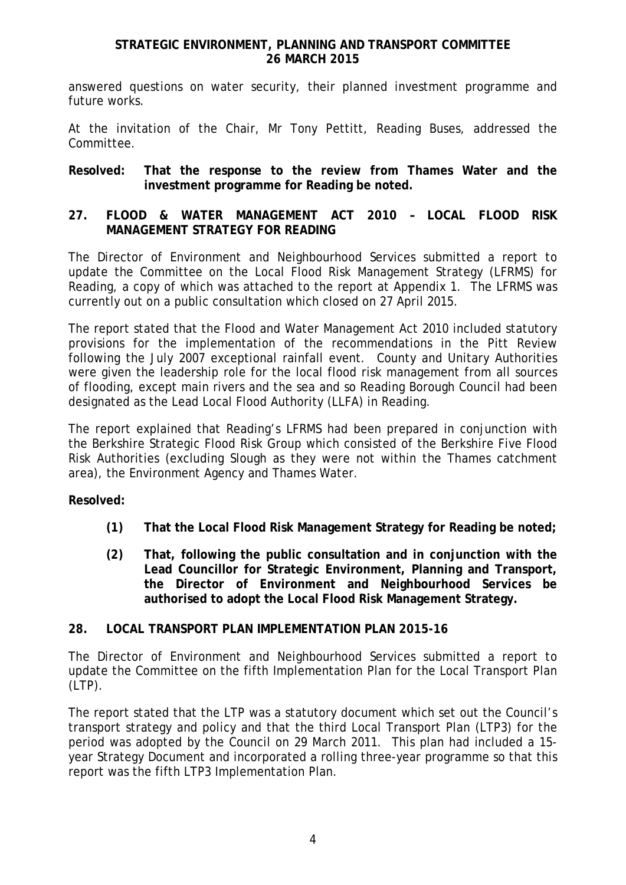answered questions on water security, their planned investment programme and future works.

At the invitation of the Chair, Mr Tony Pettitt, Reading Buses, addressed the Committee.

**Resolved: That the response to the review from Thames Water and the investment programme for Reading be noted.**

## 27. FLOOD & WATER MANAGEMENT ACT 2010 – LOCAL FLOOD RISK MANAGEMENT STRATEGY FOR READING

The Director of Environment and Neighbourhood Services submitted a report to update the Committee on the Local Flood Risk Management Strategy (LFRMS) for Reading, a copy of which was attached to the report at Appendix 1. The LFRMS was currently out on a public consultation which closed on 27 April 2015.

The report stated that the Flood and Water Management Act 2010 included statutory provisions for the implementation of the recommendations in the Pitt Review following the July 2007 exceptional rainfall event. County and Unitary Authorities were given the leadership role for the local flood risk management from all sources of flooding, except main rivers and the sea and so Reading Borough Council had been designated as the Lead Local Flood Authority (LLFA) in Reading.

The report explained that Reading's LFRMS had been prepared in conjunction with the Berkshire Strategic Flood Risk Group which consisted of the Berkshire Five Flood Risk Authorities (excluding Slough as they were not within the Thames catchment area), the Environment Agency and Thames Water.

**Resolved:**

**(1) That the Local Flood Risk Management Strategy for Reading be noted;**

**(2) That, following the public consultation and in conjunction with the Lead Councillor for Strategic Environment, Planning and Transport, the Director of Environment and Neighbourhood Services be authorised to adopt the Local Flood Risk Management Strategy.**

## 28. LOCAL TRANSPORT PLAN IMPLEMENTATION PLAN 2015-16

The Director of Environment and Neighbourhood Services submitted a report to update the Committee on the fifth Implementation Plan for the Local Transport Plan (LTP).

The report stated that the LTP was a statutory document which set out the Council's transport strategy and policy and that the third Local Transport Plan (LTP3) for the period was adopted by the Council on 29 March 2011. This plan had included a 15-year Strategy Document and incorporated a rolling three-year programme so that this report was the fifth LTP3 Implementation Plan.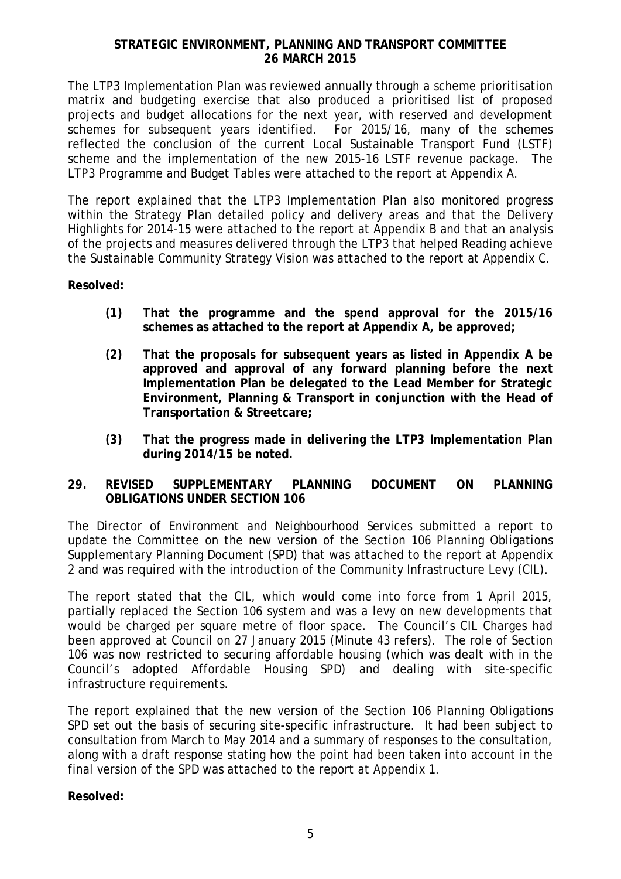The LTP3 Implementation Plan was reviewed annually through a scheme prioritisation matrix and budgeting exercise that also produced a prioritised list of proposed projects and budget allocations for the next year, with reserved and development schemes for subsequent years identified. For 2015/16, many of the schemes reflected the conclusion of the current Local Sustainable Transport Fund (LSTF) scheme and the implementation of the new 2015-16 LSTF revenue package. The LTP3 Programme and Budget Tables were attached to the report at Appendix A.

The report explained that the LTP3 Implementation Plan also monitored progress within the Strategy Plan detailed policy and delivery areas and that the Delivery Highlights for 2014-15 were attached to the report at Appendix B and that an analysis of the projects and measures delivered through the LTP3 that helped Reading achieve the Sustainable Community Strategy Vision was attached to the report at Appendix C.

**Resolved:**

- **(1) That the programme and the spend approval for the 2015/16 schemes as attached to the report at Appendix A, be approved;**

- **(2) That the proposals for subsequent years as listed in Appendix A be approved and approval of any forward planning before the next Implementation Plan be delegated to the Lead Member for Strategic Environment, Planning & Transport in conjunction with the Head of Transportation & Streetcare;**

- **(3) That the progress made in delivering the LTP3 Implementation Plan during 2014/15 be noted.**

## 29. REVISED SUPPLEMENTARY PLANNING DOCUMENT ON PLANNING OBLIGATIONS UNDER SECTION 106

The Director of Environment and Neighbourhood Services submitted a report to update the Committee on the new version of the Section 106 Planning Obligations Supplementary Planning Document (SPD) that was attached to the report at Appendix 2 and was required with the introduction of the Community Infrastructure Levy (CIL).

The report stated that the CIL, which would come into force from 1 April 2015, partially replaced the Section 106 system and was a levy on new developments that would be charged per square metre of floor space. The Council's CIL Charges had been approved at Council on 27 January 2015 (Minute 43 refers). The role of Section 106 was now restricted to securing affordable housing (which was dealt with in the Council's adopted Affordable Housing SPD) and dealing with site-specific infrastructure requirements.

The report explained that the new version of the Section 106 Planning Obligations SPD set out the basis of securing site-specific infrastructure. It had been subject to consultation from March to May 2014 and a summary of responses to the consultation, along with a draft response stating how the point had been taken into account in the final version of the SPD was attached to the report at Appendix 1.

**Resolved:**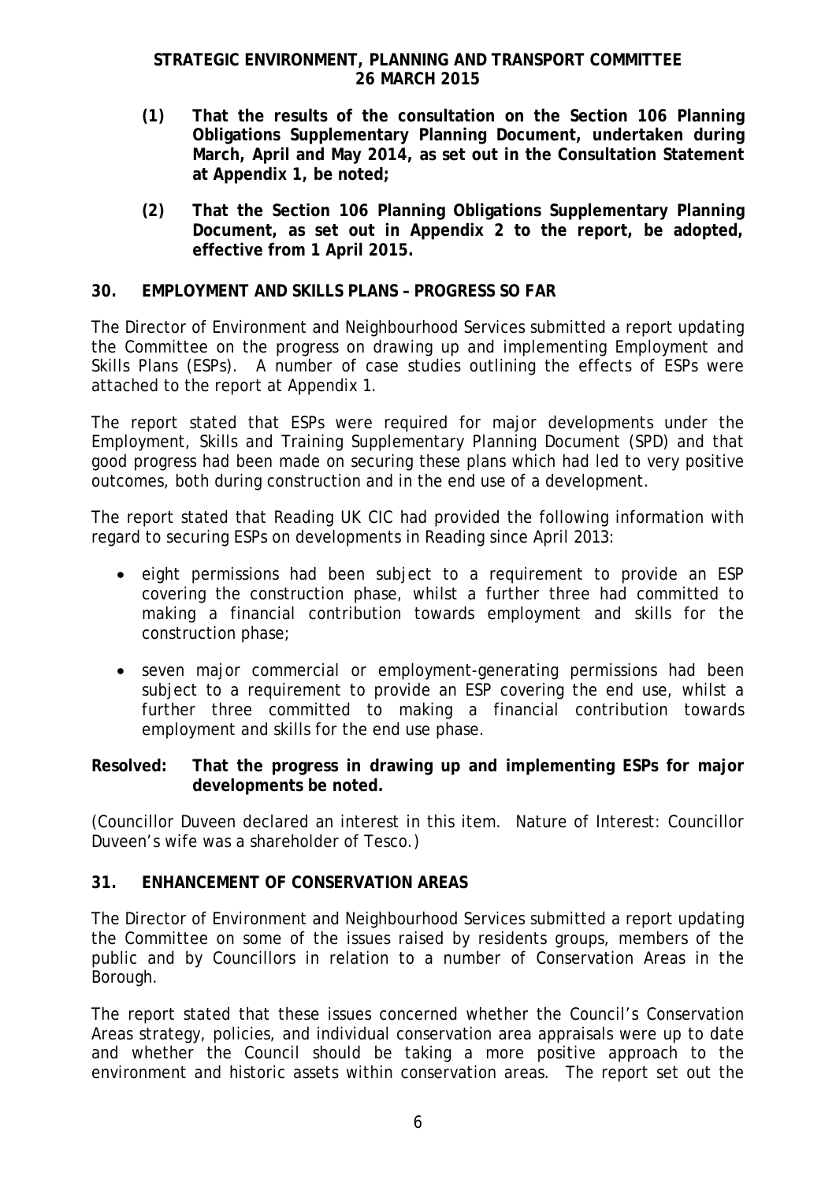**(1) That the results of the consultation on the Section 106 Planning Obligations Supplementary Planning Document, undertaken during March, April and May 2014, as set out in the Consultation Statement at Appendix 1, be noted;**

**(2) That the Section 106 Planning Obligations Supplementary Planning Document, as set out in Appendix 2 to the report, be adopted, effective from 1 April 2015.**

## 30. EMPLOYMENT AND SKILLS PLANS – PROGRESS SO FAR

The Director of Environment and Neighbourhood Services submitted a report updating the Committee on the progress on drawing up and implementing Employment and Skills Plans (ESPs). A number of case studies outlining the effects of ESPs were attached to the report at Appendix 1.

The report stated that ESPs were required for major developments under the Employment, Skills and Training Supplementary Planning Document (SPD) and that good progress had been made on securing these plans which had led to very positive outcomes, both during construction and in the end use of a development.

The report stated that Reading UK CIC had provided the following information with regard to securing ESPs on developments in Reading since April 2013:

- eight permissions had been subject to a requirement to provide an ESP covering the construction phase, whilst a further three had committed to making a financial contribution towards employment and skills for the construction phase;
- seven major commercial or employment-generating permissions had been subject to a requirement to provide an ESP covering the end use, whilst a further three committed to making a financial contribution towards employment and skills for the end use phase.

**Resolved: That the progress in drawing up and implementing ESPs for major developments be noted.**

(Councillor Duveen declared an interest in this item. Nature of Interest: Councillor Duveen's wife was a shareholder of Tesco.)

## 31. ENHANCEMENT OF CONSERVATION AREAS

The Director of Environment and Neighbourhood Services submitted a report updating the Committee on some of the issues raised by residents groups, members of the public and by Councillors in relation to a number of Conservation Areas in the Borough.

The report stated that these issues concerned whether the Council's Conservation Areas strategy, policies, and individual conservation area appraisals were up to date and whether the Council should be taking a more positive approach to the environment and historic assets within conservation areas. The report set out the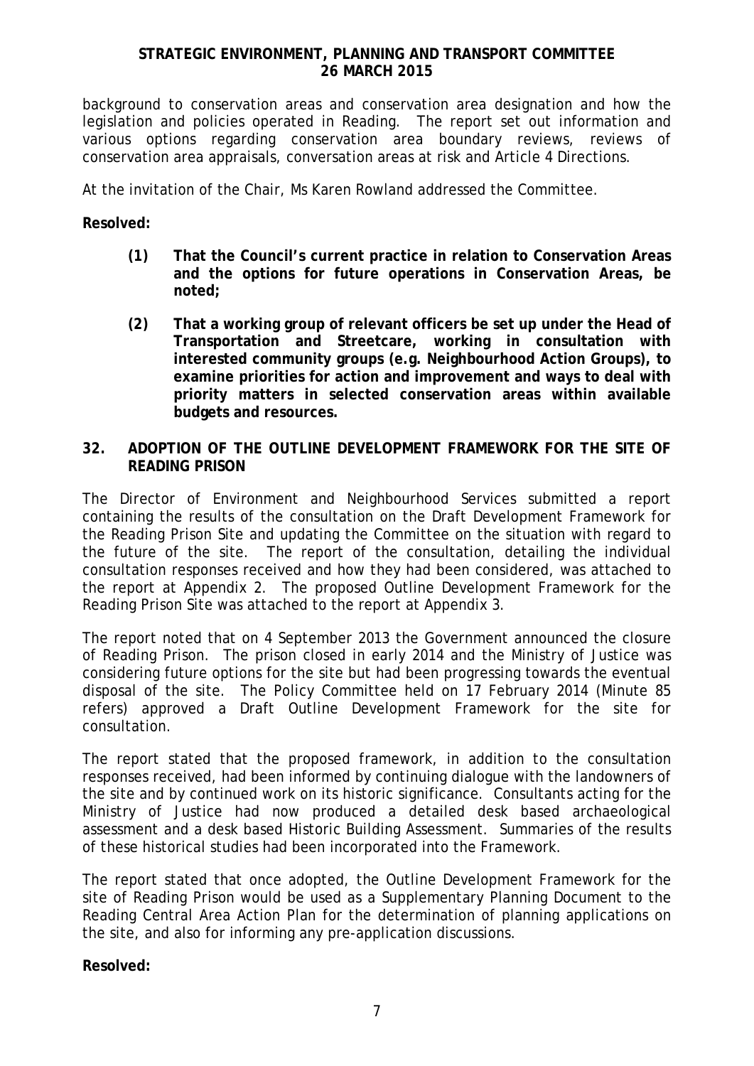background to conservation areas and conservation area designation and how the legislation and policies operated in Reading. The report set out information and various options regarding conservation area boundary reviews, reviews of conservation area appraisals, conversation areas at risk and Article 4 Directions.

At the invitation of the Chair, Ms Karen Rowland addressed the Committee.

**Resolved:**

> **(1) That the Council's current practice in relation to Conservation Areas and the options for future operations in Conservation Areas, be noted;**
>
> **(2) That a working group of relevant officers be set up under the Head of Transportation and Streetcare, working in consultation with interested community groups (e.g. Neighbourhood Action Groups), to examine priorities for action and improvement and ways to deal with priority matters in selected conservation areas within available budgets and resources.**

## 32. ADOPTION OF THE OUTLINE DEVELOPMENT FRAMEWORK FOR THE SITE OF READING PRISON

The Director of Environment and Neighbourhood Services submitted a report containing the results of the consultation on the Draft Development Framework for the Reading Prison Site and updating the Committee on the situation with regard to the future of the site. The report of the consultation, detailing the individual consultation responses received and how they had been considered, was attached to the report at Appendix 2. The proposed Outline Development Framework for the Reading Prison Site was attached to the report at Appendix 3.

The report noted that on 4 September 2013 the Government announced the closure of Reading Prison. The prison closed in early 2014 and the Ministry of Justice was considering future options for the site but had been progressing towards the eventual disposal of the site. The Policy Committee held on 17 February 2014 (Minute 85 refers) approved a Draft Outline Development Framework for the site for consultation.

The report stated that the proposed framework, in addition to the consultation responses received, had been informed by continuing dialogue with the landowners of the site and by continued work on its historic significance. Consultants acting for the Ministry of Justice had now produced a detailed desk based archaeological assessment and a desk based Historic Building Assessment. Summaries of the results of these historical studies had been incorporated into the Framework.

The report stated that once adopted, the Outline Development Framework for the site of Reading Prison would be used as a Supplementary Planning Document to the Reading Central Area Action Plan for the determination of planning applications on the site, and also for informing any pre-application discussions.

**Resolved:**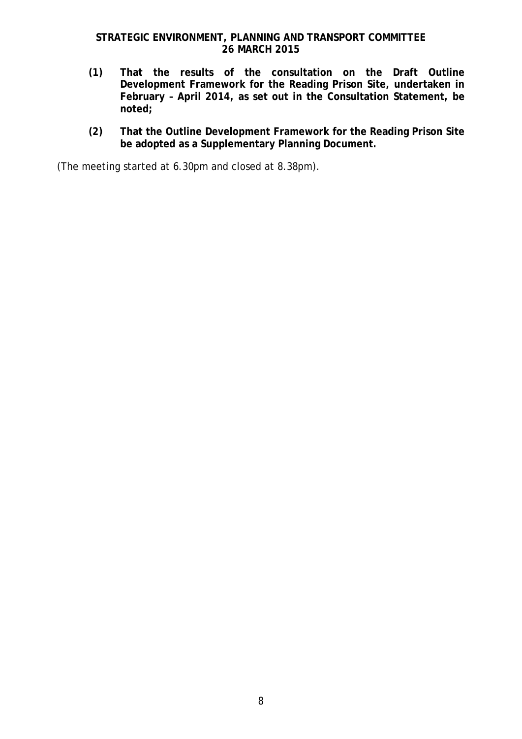**(1) That the results of the consultation on the Draft Outline Development Framework for the Reading Prison Site, undertaken in February – April 2014, as set out in the Consultation Statement, be noted;**

**(2) That the Outline Development Framework for the Reading Prison Site be adopted as a Supplementary Planning Document.**

(The meeting started at 6.30pm and closed at 8.38pm).